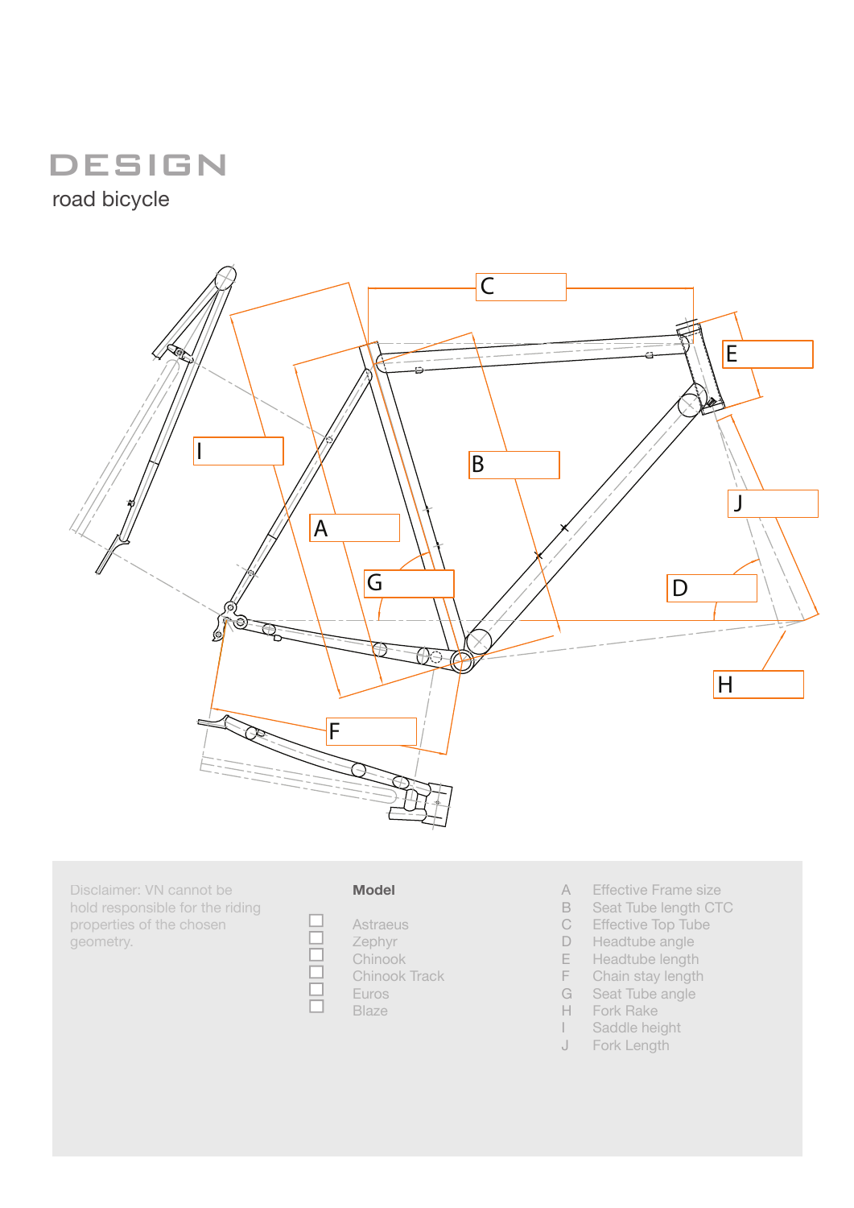# DESIGN

road bicycle

A

B

C

D

E

F

G

H

I

J

Disclaimer: VN cannot be hold responsible for the riding properties of the chosen geometry.

**Model**

- ☐ Astraeus
- ☐ Zephyr
- ☐ Chinook
- ☐ Chinook Track
- ☐ Euros
- ☐ Blaze

| | |
|---|---|
| A | Effective Frame size |
| B | Seat Tube length CTC |
| C | Effective Top Tube |
| D | Headtube angle |
| E | Headtube length |
| F | Chain stay length |
| G | Seat Tube angle |
| H | Fork Rake |
| I | Saddle height |
| J | Fork Length |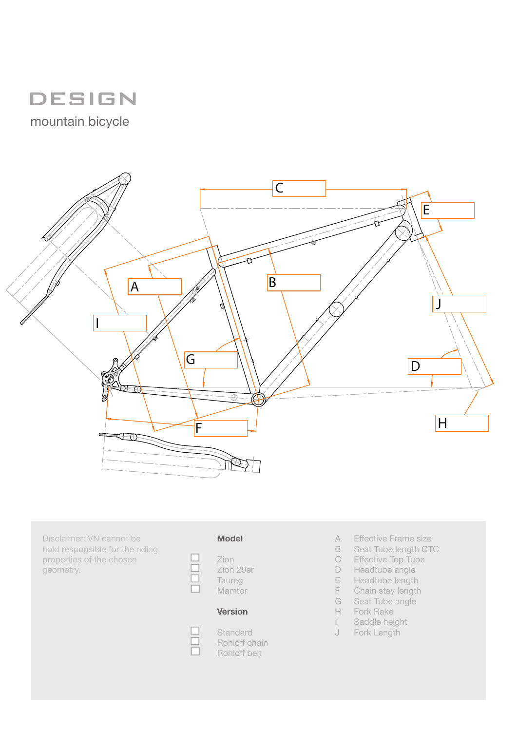# DESIGN

mountain bicycle

A

B

C

D

E

F

G

H

I

J

Disclaimer: VN cannot be hold responsible for the riding properties of the chosen geometry.

**Model**

- ☐ Zion
- ☐ Zion 29er
- ☐ Taureg
- ☐ Mamtor

**Version**

- ☐ Standard
- ☐ Rohloff chain
- ☐ Rohloff belt

| | |
|---|---|
| A | Effective Frame size |
| B | Seat Tube length CTC |
| C | Effective Top Tube |
| D | Headtube angle |
| E | Headtube length |
| F | Chain stay length |
| G | Seat Tube angle |
| H | Fork Rake |
| I | Saddle height |
| J | Fork Length |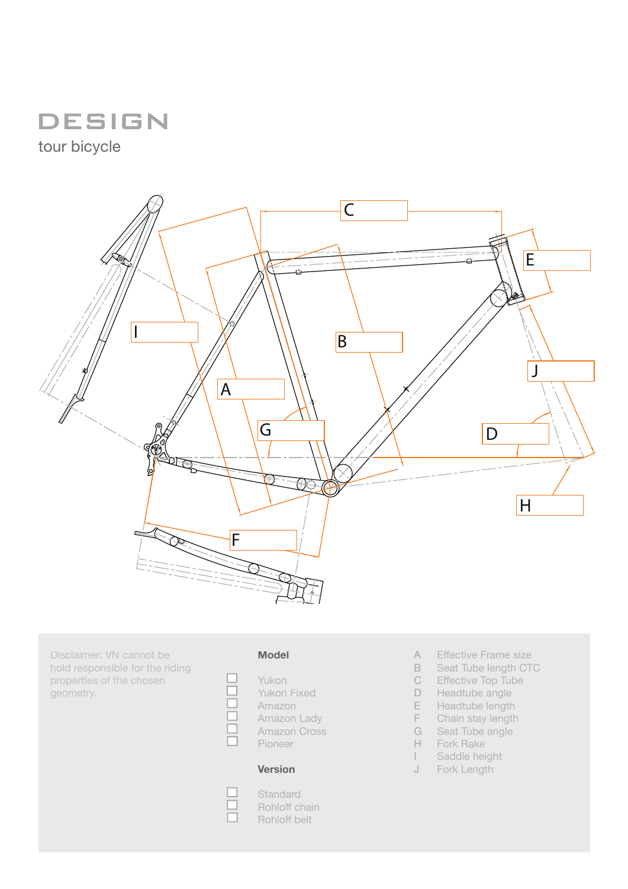# DESIGN

tour bicycle

C

E

I

B

J

A

G

D

H

F

Disclaimer: VN cannot be hold responsible for the riding properties of the chosen geometry.

**Model**

- ☐ Yukon
- ☐ Yukon Fixed
- ☐ Amazon
- ☐ Amazon Lady
- ☐ Amazon Cross
- ☐ Pioneer

**Version**

- ☐ Standard
- ☐ Rohloff chain
- ☐ Rohloff belt

| | |
|---|---|
| A | Effective Frame size |
| B | Seat Tube length CTC |
| C | Effective Top Tube |
| D | Headtube angle |
| E | Headtube length |
| F | Chain stay length |
| G | Seat Tube angle |
| H | Fork Rake |
| I | Saddle height |
| J | Fork Length |